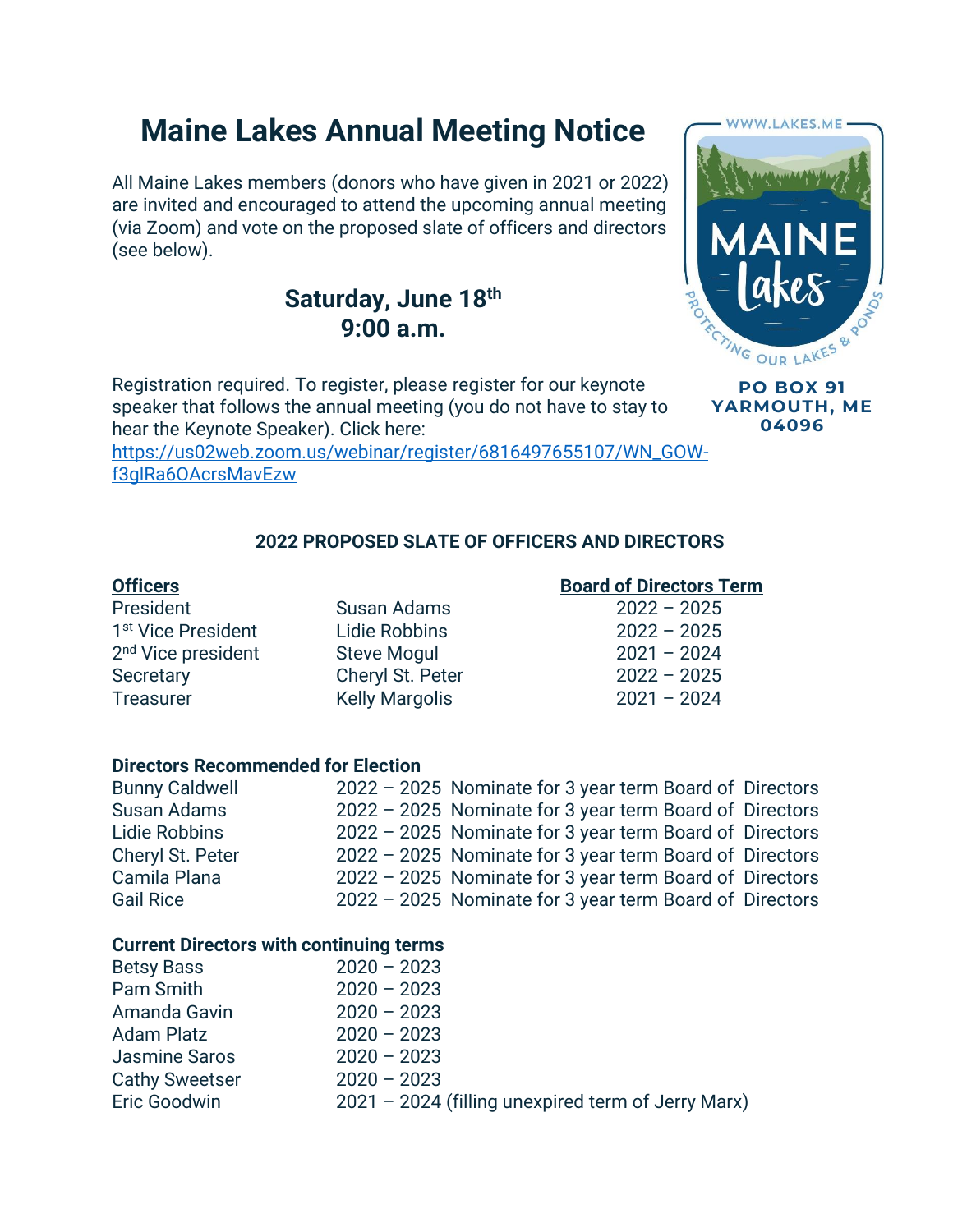# Maine Lakes Annual Meeting Notice

All Maine Lakes members (donors who have given in 2021 or 2022) are invited and encouraged to attend the upcoming annual meeting (via Zoom) and vote on the proposed slate of officers and directors (see below).

**Saturday, June 18th**
**9:00 a.m.**

WWW.LAKES.ME

MAINE lakes

PROTECTING OUR LAKES & PONDS

**PO BOX 91**
**YARMOUTH, ME**
**04096**

Registration required. To register, please register for our keynote speaker that follows the annual meeting (you do not have to stay to hear the Keynote Speaker). Click here: https://us02web.zoom.us/webinar/register/6816497655107/WN_GOW-f3glRa6OAcrsMavEzw

## 2022 PROPOSED SLATE OF OFFICERS AND DIRECTORS

| Officers | | Board of Directors Term |
|---|---|---|
| President | Susan Adams | 2022 – 2025 |
| 1st Vice President | Lidie Robbins | 2022 – 2025 |
| 2nd Vice president | Steve Mogul | 2021 – 2024 |
| Secretary | Cheryl St. Peter | 2022 – 2025 |
| Treasurer | Kelly Margolis | 2021 – 2024 |

**Directors Recommended for Election**

| | | |
|---|---|---|
| Bunny Caldwell | 2022 – 2025 | Nominate for 3 year term Board of Directors |
| Susan Adams | 2022 – 2025 | Nominate for 3 year term Board of Directors |
| Lidie Robbins | 2022 – 2025 | Nominate for 3 year term Board of Directors |
| Cheryl St. Peter | 2022 – 2025 | Nominate for 3 year term Board of Directors |
| Camila Plana | 2022 – 2025 | Nominate for 3 year term Board of Directors |
| Gail Rice | 2022 – 2025 | Nominate for 3 year term Board of Directors |

**Current Directors with continuing terms**

| | |
|---|---|
| Betsy Bass | 2020 – 2023 |
| Pam Smith | 2020 – 2023 |
| Amanda Gavin | 2020 – 2023 |
| Adam Platz | 2020 – 2023 |
| Jasmine Saros | 2020 – 2023 |
| Cathy Sweetser | 2020 – 2023 |
| Eric Goodwin | 2021 – 2024 (filling unexpired term of Jerry Marx) |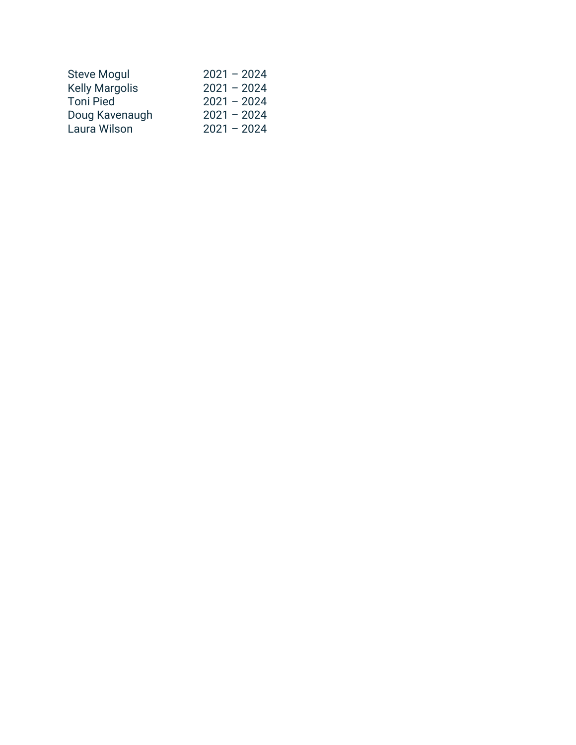| | |
|---|---|
| Steve Mogul | 2021 – 2024 |
| Kelly Margolis | 2021 – 2024 |
| Toni Pied | 2021 – 2024 |
| Doug Kavenaugh | 2021 – 2024 |
| Laura Wilson | 2021 – 2024 |